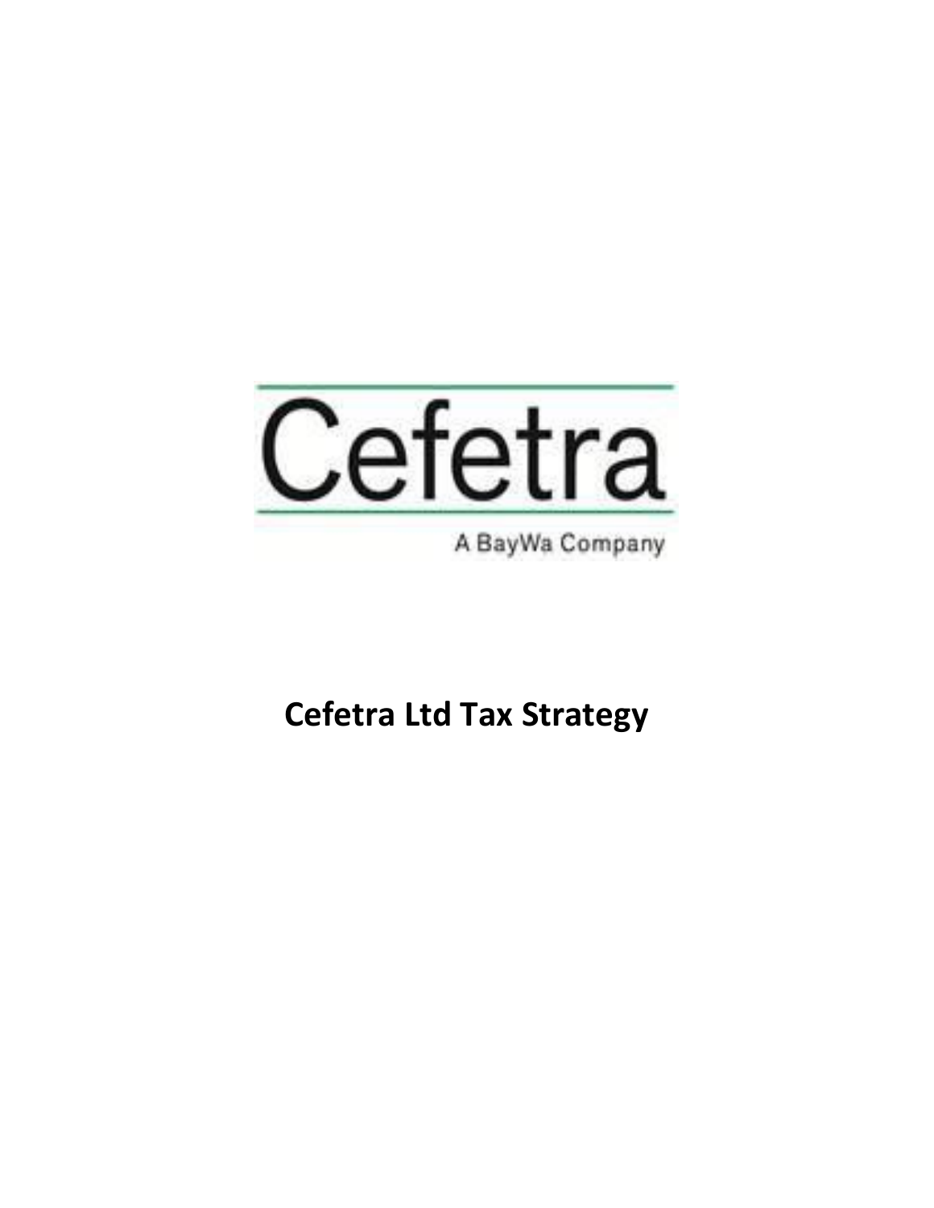Cefetra

A BayWa Company

# Cefetra Ltd Tax Strategy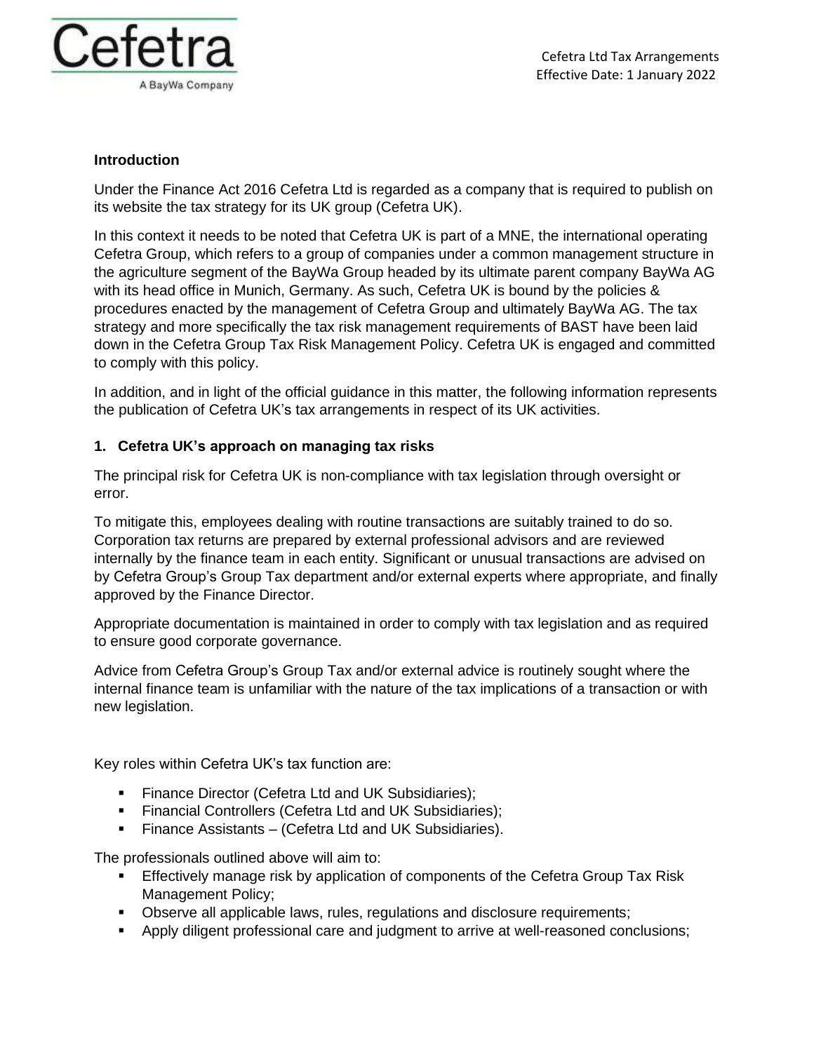## Introduction

Under the Finance Act 2016 Cefetra Ltd is regarded as a company that is required to publish on its website the tax strategy for its UK group (Cefetra UK).

In this context it needs to be noted that Cefetra UK is part of a MNE, the international operating Cefetra Group, which refers to a group of companies under a common management structure in the agriculture segment of the BayWa Group headed by its ultimate parent company BayWa AG with its head office in Munich, Germany. As such, Cefetra UK is bound by the policies & procedures enacted by the management of Cefetra Group and ultimately BayWa AG. The tax strategy and more specifically the tax risk management requirements of BAST have been laid down in the Cefetra Group Tax Risk Management Policy. Cefetra UK is engaged and committed to comply with this policy.

In addition, and in light of the official guidance in this matter, the following information represents the publication of Cefetra UK's tax arrangements in respect of its UK activities.

## 1. Cefetra UK's approach on managing tax risks

The principal risk for Cefetra UK is non-compliance with tax legislation through oversight or error.

To mitigate this, employees dealing with routine transactions are suitably trained to do so. Corporation tax returns are prepared by external professional advisors and are reviewed internally by the finance team in each entity. Significant or unusual transactions are advised on by Cefetra Group's Group Tax department and/or external experts where appropriate, and finally approved by the Finance Director.

Appropriate documentation is maintained in order to comply with tax legislation and as required to ensure good corporate governance.

Advice from Cefetra Group's Group Tax and/or external advice is routinely sought where the internal finance team is unfamiliar with the nature of the tax implications of a transaction or with new legislation.

Key roles within Cefetra UK's tax function are:

- Finance Director (Cefetra Ltd and UK Subsidiaries);
- Financial Controllers (Cefetra Ltd and UK Subsidiaries);
- Finance Assistants – (Cefetra Ltd and UK Subsidiaries).

The professionals outlined above will aim to:

- Effectively manage risk by application of components of the Cefetra Group Tax Risk Management Policy;
- Observe all applicable laws, rules, regulations and disclosure requirements;
- Apply diligent professional care and judgment to arrive at well-reasoned conclusions;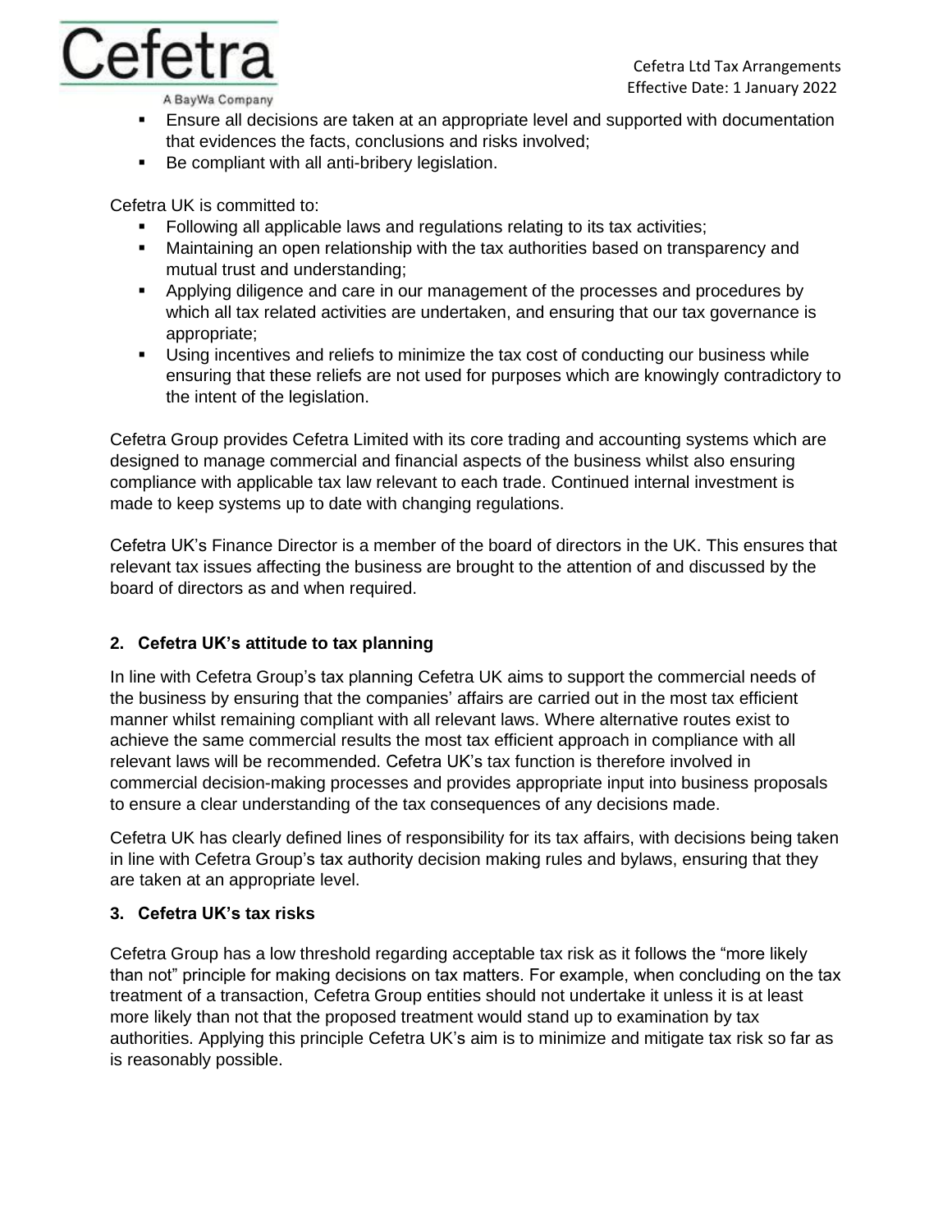- Ensure all decisions are taken at an appropriate level and supported with documentation that evidences the facts, conclusions and risks involved;
- Be compliant with all anti-bribery legislation.

Cefetra UK is committed to:

- Following all applicable laws and regulations relating to its tax activities;
- Maintaining an open relationship with the tax authorities based on transparency and mutual trust and understanding;
- Applying diligence and care in our management of the processes and procedures by which all tax related activities are undertaken, and ensuring that our tax governance is appropriate;
- Using incentives and reliefs to minimize the tax cost of conducting our business while ensuring that these reliefs are not used for purposes which are knowingly contradictory to the intent of the legislation.

Cefetra Group provides Cefetra Limited with its core trading and accounting systems which are designed to manage commercial and financial aspects of the business whilst also ensuring compliance with applicable tax law relevant to each trade. Continued internal investment is made to keep systems up to date with changing regulations.

Cefetra UK's Finance Director is a member of the board of directors in the UK. This ensures that relevant tax issues affecting the business are brought to the attention of and discussed by the board of directors as and when required.

## 2. Cefetra UK's attitude to tax planning

In line with Cefetra Group's tax planning Cefetra UK aims to support the commercial needs of the business by ensuring that the companies' affairs are carried out in the most tax efficient manner whilst remaining compliant with all relevant laws. Where alternative routes exist to achieve the same commercial results the most tax efficient approach in compliance with all relevant laws will be recommended. Cefetra UK's tax function is therefore involved in commercial decision-making processes and provides appropriate input into business proposals to ensure a clear understanding of the tax consequences of any decisions made.

Cefetra UK has clearly defined lines of responsibility for its tax affairs, with decisions being taken in line with Cefetra Group's tax authority decision making rules and bylaws, ensuring that they are taken at an appropriate level.

## 3. Cefetra UK's tax risks

Cefetra Group has a low threshold regarding acceptable tax risk as it follows the "more likely than not" principle for making decisions on tax matters. For example, when concluding on the tax treatment of a transaction, Cefetra Group entities should not undertake it unless it is at least more likely than not that the proposed treatment would stand up to examination by tax authorities. Applying this principle Cefetra UK's aim is to minimize and mitigate tax risk so far as is reasonably possible.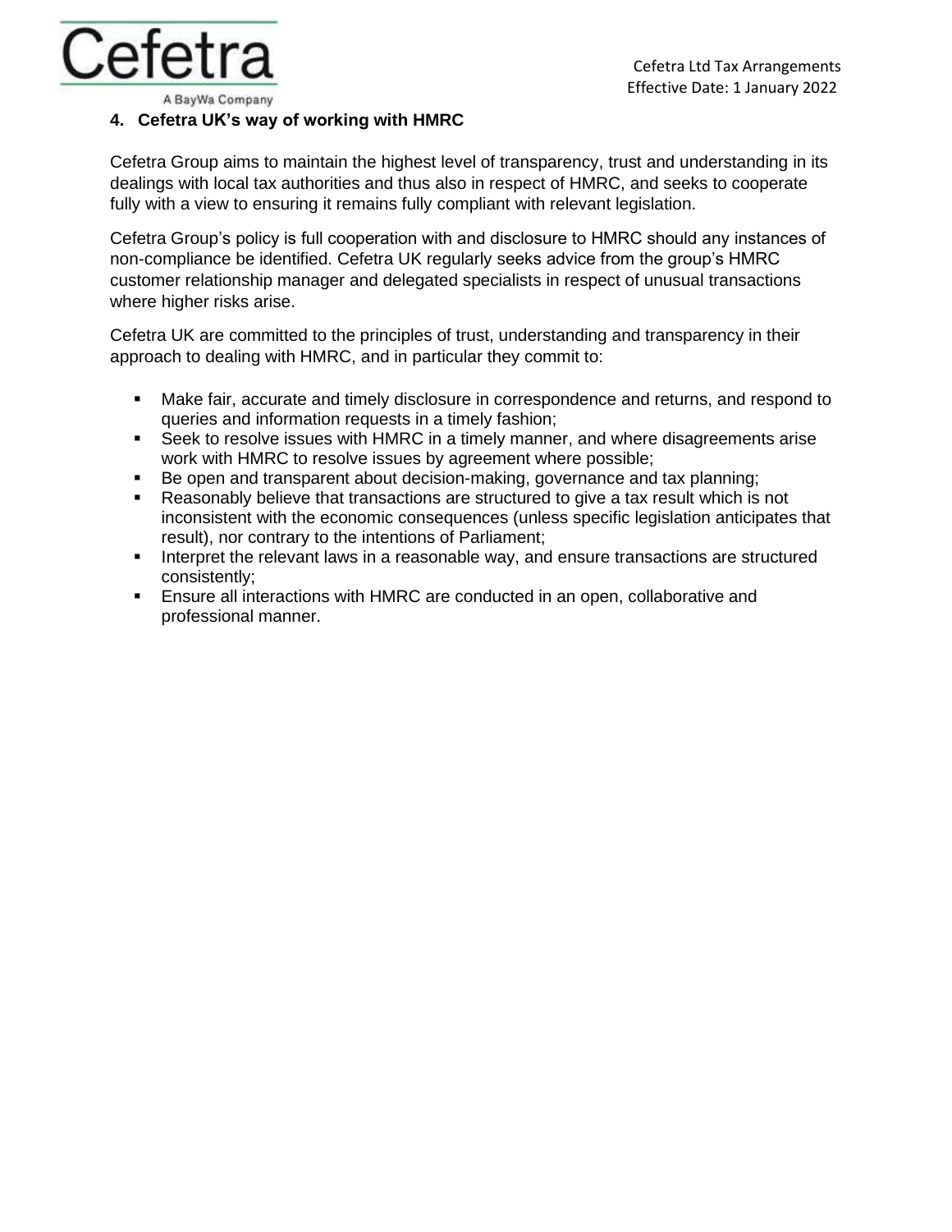## 4. Cefetra UK's way of working with HMRC

Cefetra Group aims to maintain the highest level of transparency, trust and understanding in its dealings with local tax authorities and thus also in respect of HMRC, and seeks to cooperate fully with a view to ensuring it remains fully compliant with relevant legislation.

Cefetra Group's policy is full cooperation with and disclosure to HMRC should any instances of non-compliance be identified. Cefetra UK regularly seeks advice from the group's HMRC customer relationship manager and delegated specialists in respect of unusual transactions where higher risks arise.

Cefetra UK are committed to the principles of trust, understanding and transparency in their approach to dealing with HMRC, and in particular they commit to:

- Make fair, accurate and timely disclosure in correspondence and returns, and respond to queries and information requests in a timely fashion;
- Seek to resolve issues with HMRC in a timely manner, and where disagreements arise work with HMRC to resolve issues by agreement where possible;
- Be open and transparent about decision-making, governance and tax planning;
- Reasonably believe that transactions are structured to give a tax result which is not inconsistent with the economic consequences (unless specific legislation anticipates that result), nor contrary to the intentions of Parliament;
- Interpret the relevant laws in a reasonable way, and ensure transactions are structured consistently;
- Ensure all interactions with HMRC are conducted in an open, collaborative and professional manner.